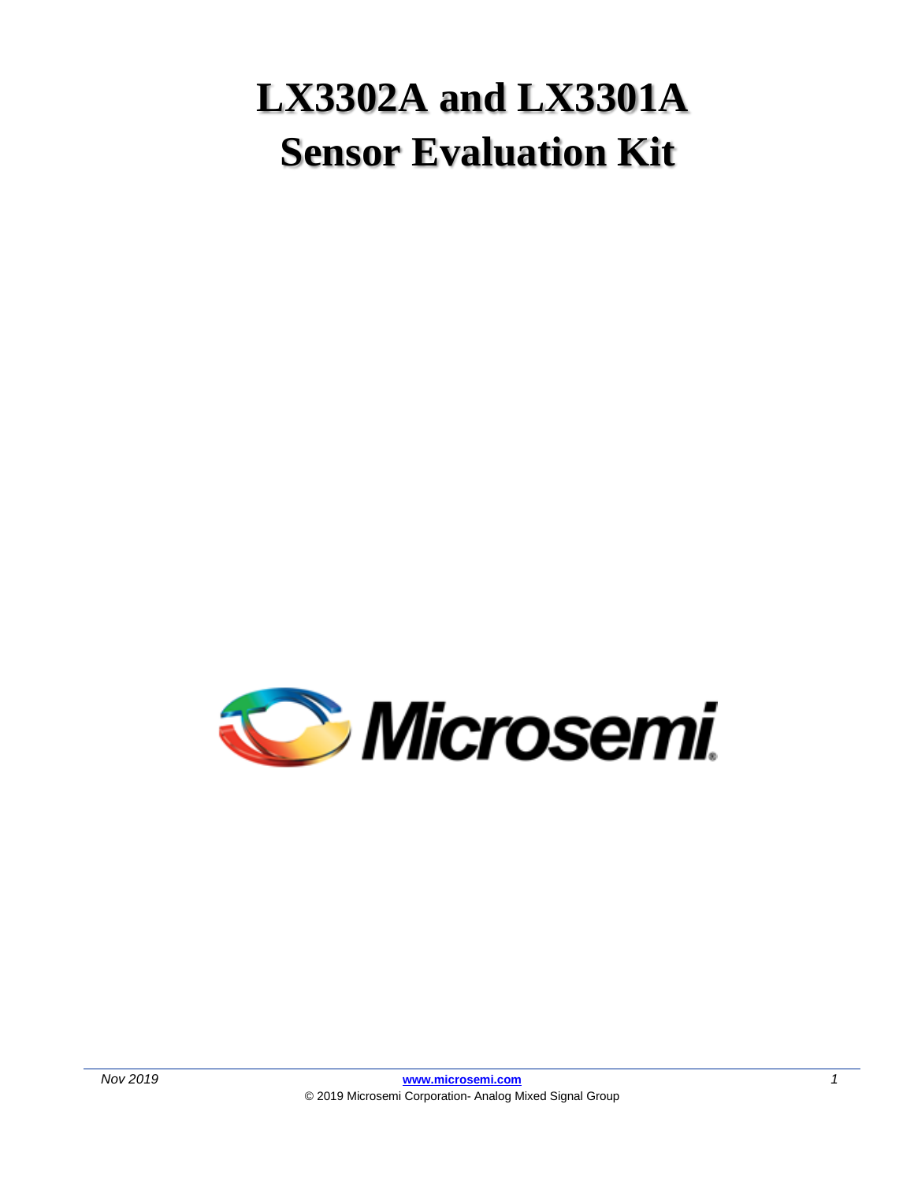# LX3302A and LX3301A Sensor Evaluation Kit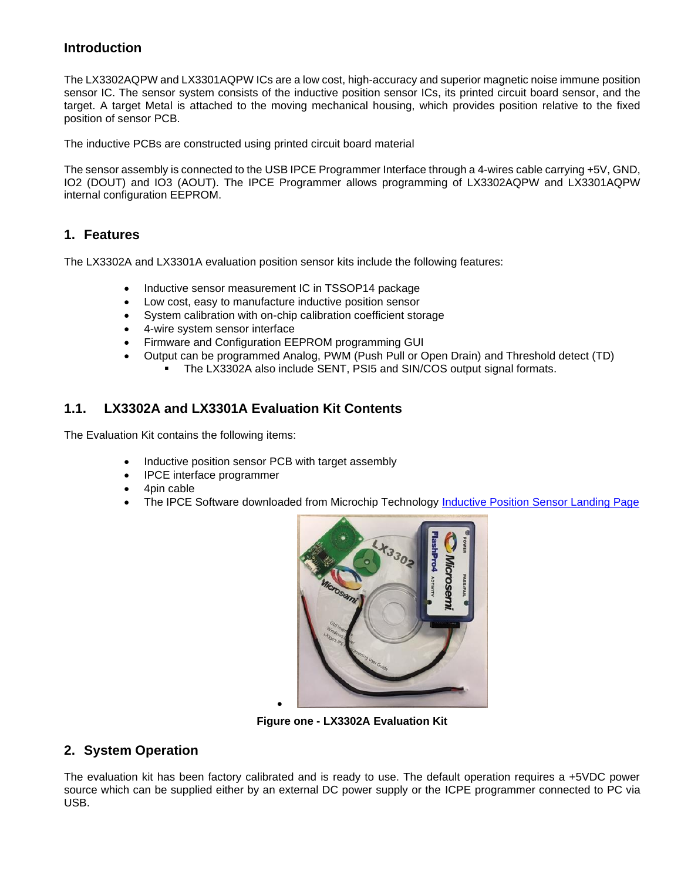## Introduction

The LX3302AQPW and LX3301AQPW ICs are a low cost, high-accuracy and superior magnetic noise immune position sensor IC. The sensor system consists of the inductive position sensor ICs, its printed circuit board sensor, and the target. A target Metal is attached to the moving mechanical housing, which provides position relative to the fixed position of sensor PCB.

The inductive PCBs are constructed using printed circuit board material

The sensor assembly is connected to the USB IPCE Programmer Interface through a 4-wires cable carrying +5V, GND, IO2 (DOUT) and IO3 (AOUT). The IPCE Programmer allows programming of LX3302AQPW and LX3301AQPW internal configuration EEPROM.

## 1. Features

The LX3302A and LX3301A evaluation position sensor kits include the following features:

- Inductive sensor measurement IC in TSSOP14 package
- Low cost, easy to manufacture inductive position sensor
- System calibration with on-chip calibration coefficient storage
- 4-wire system sensor interface
- Firmware and Configuration EEPROM programming GUI
- Output can be programmed Analog, PWM (Push Pull or Open Drain) and Threshold detect (TD)
  - The LX3302A also include SENT, PSI5 and SIN/COS output signal formats.

### 1.1. LX3302A and LX3301A Evaluation Kit Contents

The Evaluation Kit contains the following items:

- Inductive position sensor PCB with target assembly
- IPCE interface programmer
- 4pin cable
- The IPCE Software downloaded from Microchip Technology Inductive Position Sensor Landing Page

**Figure one - LX3302A Evaluation Kit**

## 2. System Operation

The evaluation kit has been factory calibrated and is ready to use. The default operation requires a +5VDC power source which can be supplied either by an external DC power supply or the ICPE programmer connected to PC via USB.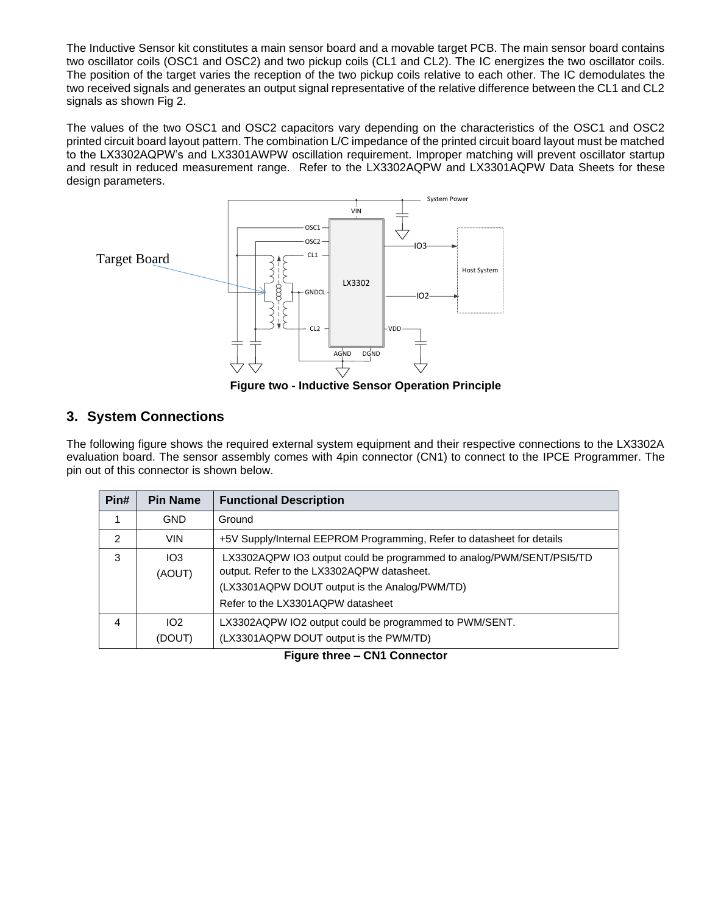The Inductive Sensor kit constitutes a main sensor board and a movable target PCB. The main sensor board contains two oscillator coils (OSC1 and OSC2) and two pickup coils (CL1 and CL2). The IC energizes the two oscillator coils. The position of the target varies the reception of the two pickup coils relative to each other. The IC demodulates the two received signals and generates an output signal representative of the relative difference between the CL1 and CL2 signals as shown Fig 2.

The values of the two OSC1 and OSC2 capacitors vary depending on the characteristics of the OSC1 and OSC2 printed circuit board layout pattern. The combination L/C impedance of the printed circuit board layout must be matched to the LX3302AQPW's and LX3301AWPW oscillation requirement. Improper matching will prevent oscillator startup and result in reduced measurement range. Refer to the LX3302AQPW and LX3301AQPW Data Sheets for these design parameters.

**Figure two - Inductive Sensor Operation Principle**

## 3. System Connections

The following figure shows the required external system equipment and their respective connections to the LX3302A evaluation board. The sensor assembly comes with 4pin connector (CN1) to connect to the IPCE Programmer. The pin out of this connector is shown below.

| Pin# | Pin Name | Functional Description |
|---|---|---|
| 1 | GND | Ground |
| 2 | VIN | +5V Supply/Internal EEPROM Programming, Refer to datasheet for details |
| 3 | IO3 (AOUT) | LX3302AQPW IO3 output could be programmed to analog/PWM/SENT/PSI5/TD output. Refer to the LX3302AQPW datasheet. (LX3301AQPW DOUT output is the Analog/PWM/TD) Refer to the LX3301AQPW datasheet |
| 4 | IO2 (DOUT) | LX3302AQPW IO2 output could be programmed to PWM/SENT. (LX3301AQPW DOUT output is the PWM/TD) |

**Figure three – CN1 Connector**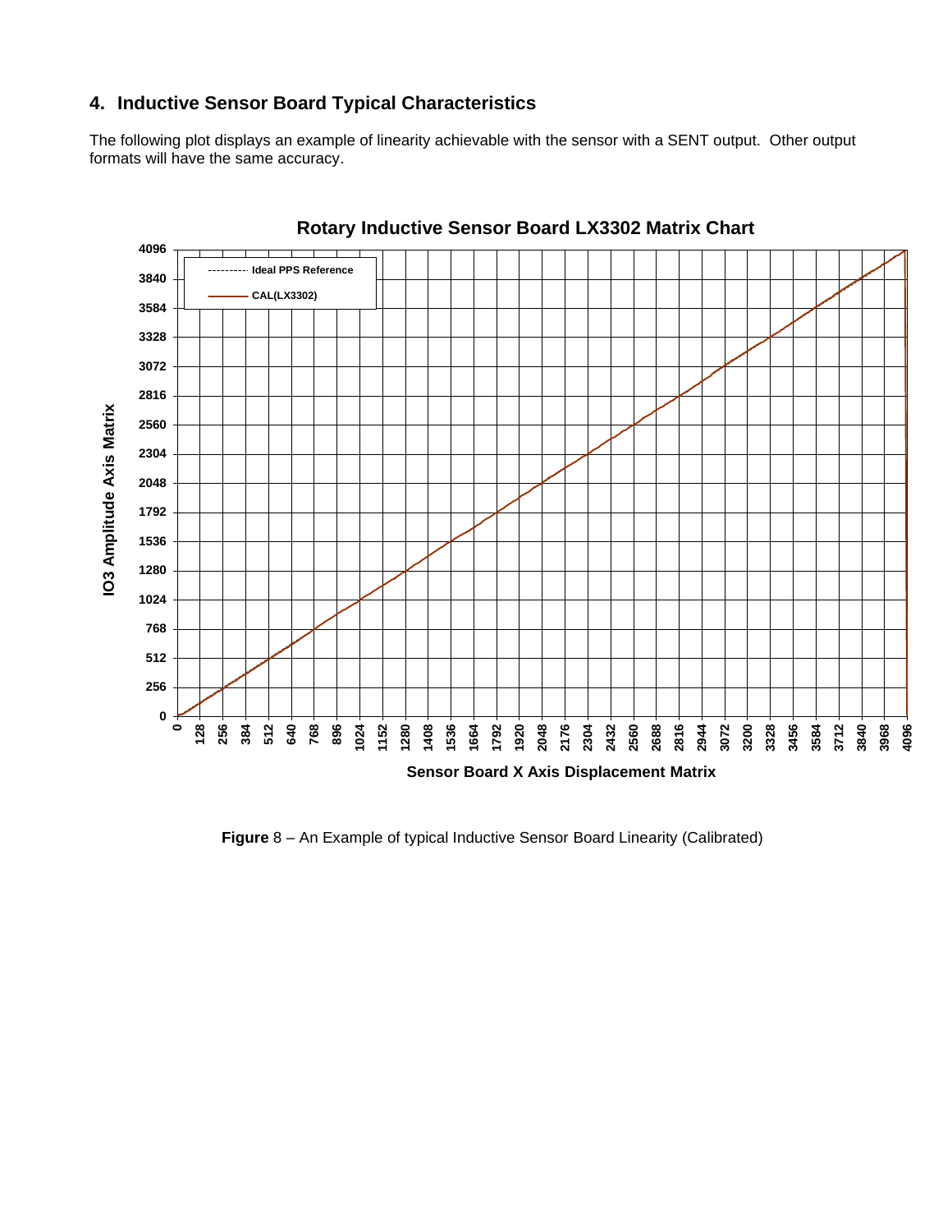## 4. Inductive Sensor Board Typical Characteristics

The following plot displays an example of linearity achievable with the sensor with a SENT output. Other output formats will have the same accuracy.

**Rotary Inductive Sensor Board LX3302 Matrix Chart**

**Figure** 8 – An Example of typical Inductive Sensor Board Linearity (Calibrated)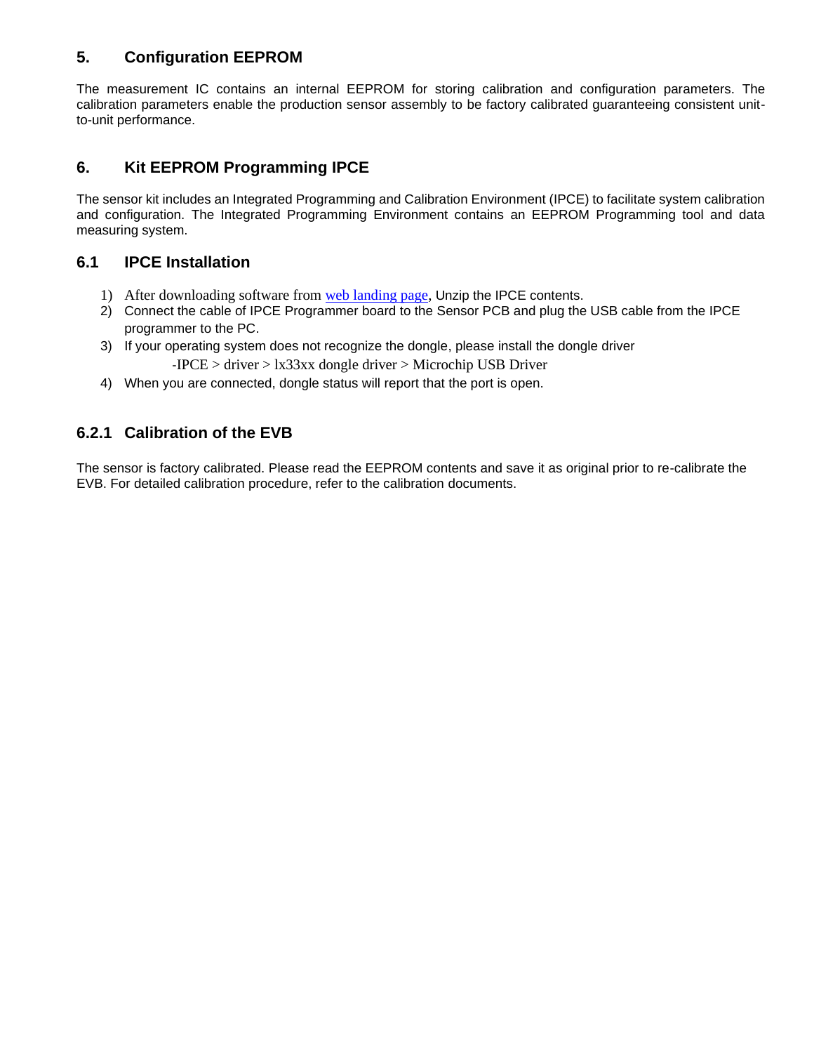## 5. Configuration EEPROM

The measurement IC contains an internal EEPROM for storing calibration and configuration parameters. The calibration parameters enable the production sensor assembly to be factory calibrated guaranteeing consistent unit-to-unit performance.

## 6. Kit EEPROM Programming IPCE

The sensor kit includes an Integrated Programming and Calibration Environment (IPCE) to facilitate system calibration and configuration. The Integrated Programming Environment contains an EEPROM Programming tool and data measuring system.

### 6.1 IPCE Installation

1) After downloading software from web landing page, Unzip the IPCE contents.
2) Connect the cable of IPCE Programmer board to the Sensor PCB and plug the USB cable from the IPCE programmer to the PC.
3) If your operating system does not recognize the dongle, please install the dongle driver

   -IPCE > driver > lx33xx dongle driver > Microchip USB Driver
4) When you are connected, dongle status will report that the port is open.

#### 6.2.1 Calibration of the EVB

The sensor is factory calibrated. Please read the EEPROM contents and save it as original prior to re-calibrate the EVB. For detailed calibration procedure, refer to the calibration documents.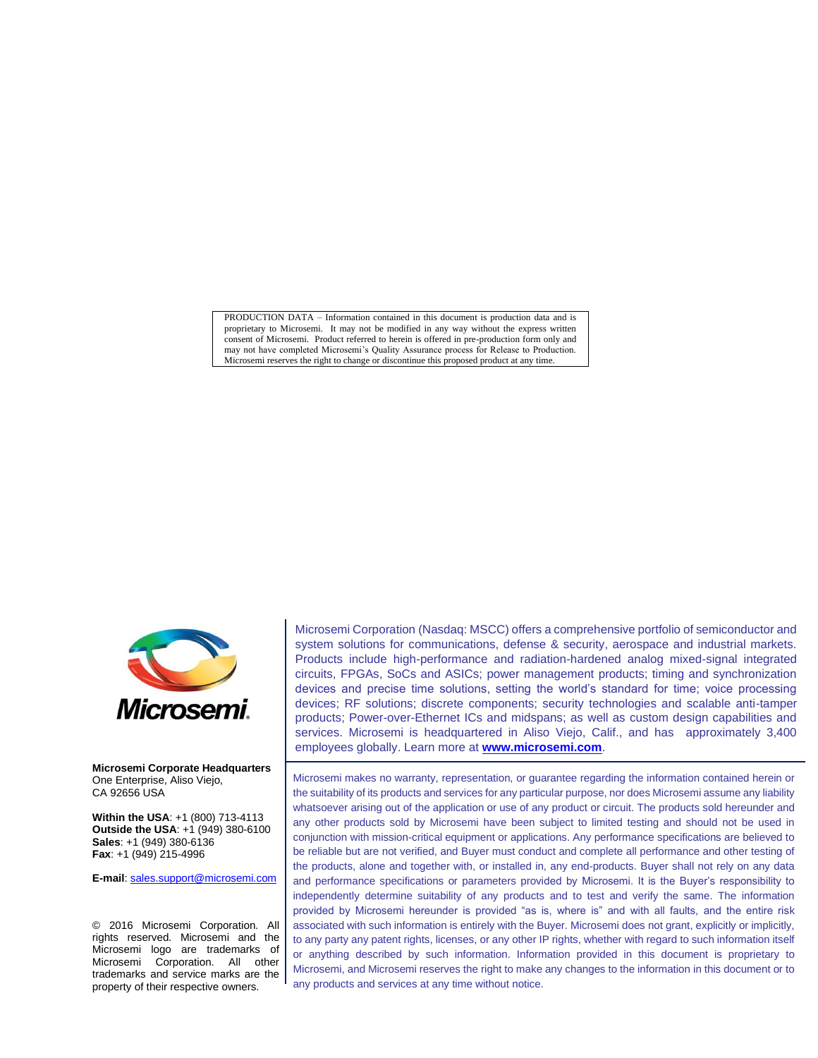PRODUCTION DATA – Information contained in this document is production data and is proprietary to Microsemi. It may not be modified in any way without the express written consent of Microsemi. Product referred to herein is offered in pre-production form only and may not have completed Microsemi's Quality Assurance process for Release to Production. Microsemi reserves the right to change or discontinue this proposed product at any time.

Microsemi Corporation (Nasdaq: MSCC) offers a comprehensive portfolio of semiconductor and system solutions for communications, defense & security, aerospace and industrial markets. Products include high-performance and radiation-hardened analog mixed-signal integrated circuits, FPGAs, SoCs and ASICs; power management products; timing and synchronization devices and precise time solutions, setting the world's standard for time; voice processing devices; RF solutions; discrete components; security technologies and scalable anti-tamper products; Power-over-Ethernet ICs and midspans; as well as custom design capabilities and services. Microsemi is headquartered in Aliso Viejo, Calif., and has approximately 3,400 employees globally. Learn more at **www.microsemi.com**.

**Microsemi Corporate Headquarters**
One Enterprise, Aliso Viejo,
CA 92656 USA

**Within the USA**: +1 (800) 713-4113
**Outside the USA**: +1 (949) 380-6100
**Sales**: +1 (949) 380-6136
**Fax**: +1 (949) 215-4996

**E-mail**: sales.support@microsemi.com

© 2016 Microsemi Corporation. All rights reserved. Microsemi and the Microsemi logo are trademarks of Microsemi Corporation. All other trademarks and service marks are the property of their respective owners.

Microsemi makes no warranty, representation, or guarantee regarding the information contained herein or the suitability of its products and services for any particular purpose, nor does Microsemi assume any liability whatsoever arising out of the application or use of any product or circuit. The products sold hereunder and any other products sold by Microsemi have been subject to limited testing and should not be used in conjunction with mission-critical equipment or applications. Any performance specifications are believed to be reliable but are not verified, and Buyer must conduct and complete all performance and other testing of the products, alone and together with, or installed in, any end-products. Buyer shall not rely on any data and performance specifications or parameters provided by Microsemi. It is the Buyer's responsibility to independently determine suitability of any products and to test and verify the same. The information provided by Microsemi hereunder is provided "as is, where is" and with all faults, and the entire risk associated with such information is entirely with the Buyer. Microsemi does not grant, explicitly or implicitly, to any party any patent rights, licenses, or any other IP rights, whether with regard to such information itself or anything described by such information. Information provided in this document is proprietary to Microsemi, and Microsemi reserves the right to make any changes to the information in this document or to any products and services at any time without notice.